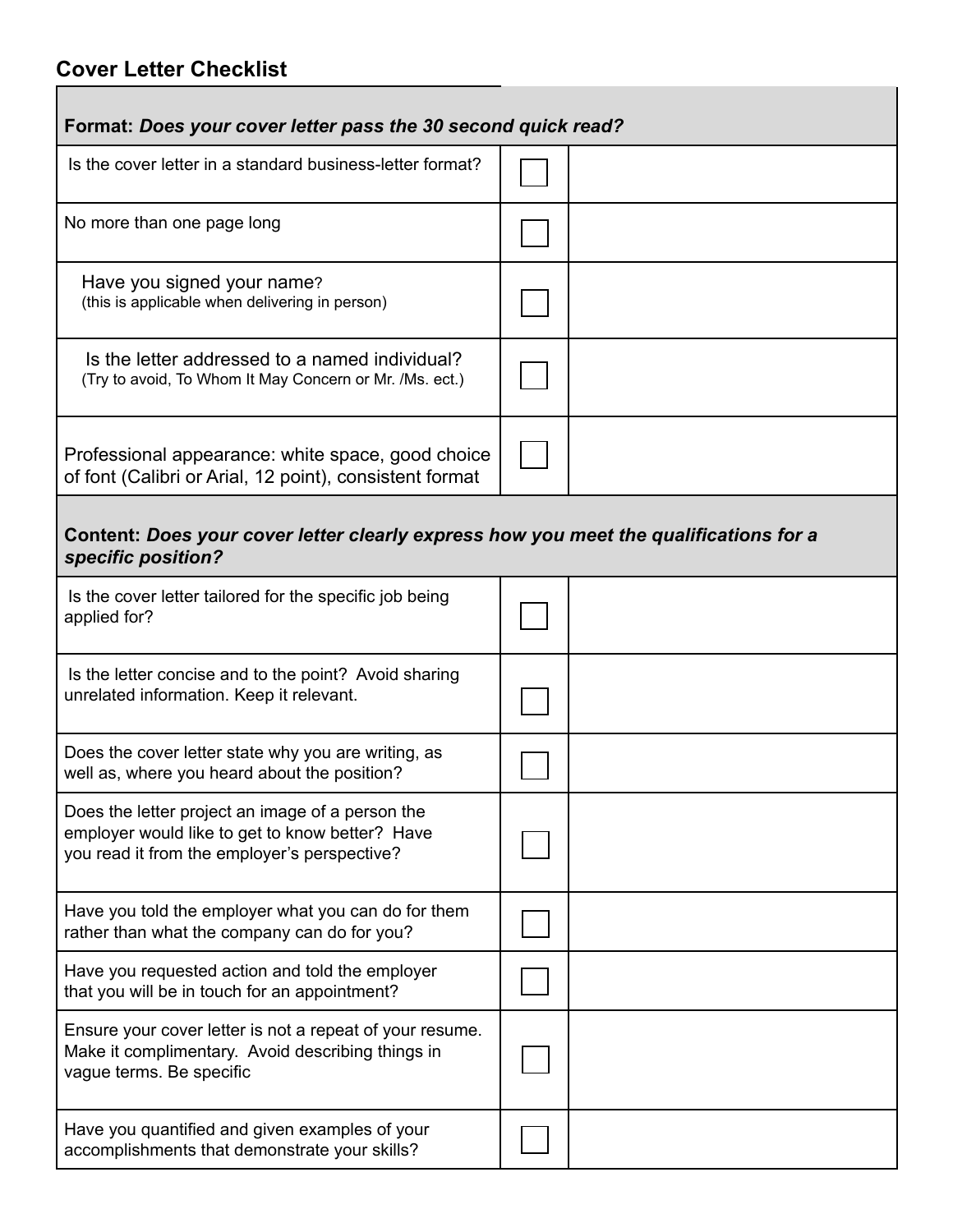## Cover Letter Checklist

| **Format:** ***Does your cover letter pass the 30 second quick read?*** | | |
|---|---|---|
| Is the cover letter in a standard business-letter format? | ☐ | |
| No more than one page long | ☐ | |
| Have you signed your name? (this is applicable when delivering in person) | ☐ | |
| Is the letter addressed to a named individual? (Try to avoid, To Whom It May Concern or Mr. /Ms. ect.) | ☐ | |
| Professional appearance: white space, good choice of font (Calibri or Arial, 12 point), consistent format | ☐ | |
| **Content:** ***Does your cover letter clearly express how you meet the qualifications for a specific position?*** | | |
| Is the cover letter tailored for the specific job being applied for? | ☐ | |
| Is the letter concise and to the point? Avoid sharing unrelated information. Keep it relevant. | ☐ | |
| Does the cover letter state why you are writing, as well as, where you heard about the position? | ☐ | |
| Does the letter project an image of a person the employer would like to get to know better? Have you read it from the employer's perspective? | ☐ | |
| Have you told the employer what you can do for them rather than what the company can do for you? | ☐ | |
| Have you requested action and told the employer that you will be in touch for an appointment? | ☐ | |
| Ensure your cover letter is not a repeat of your resume. Make it complimentary. Avoid describing things in vague terms. Be specific | ☐ | |
| Have you quantified and given examples of your accomplishments that demonstrate your skills? | ☐ | |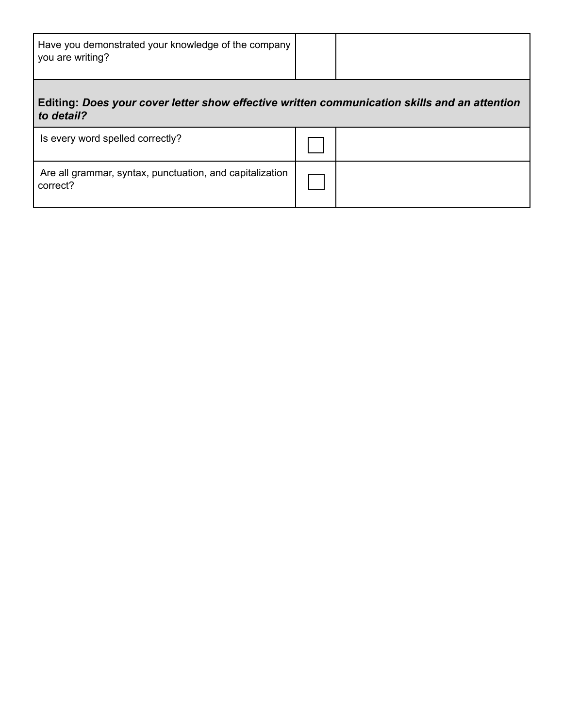| | | |
|---|---|---|
| Have you demonstrated your knowledge of the company you are writing? | | |
| **Editing:** ***Does your cover letter show effective written communication skills and an attention to detail?*** | | |
| Is every word spelled correctly? | ☐ | |
| Are all grammar, syntax, punctuation, and capitalization correct? | ☐ | |